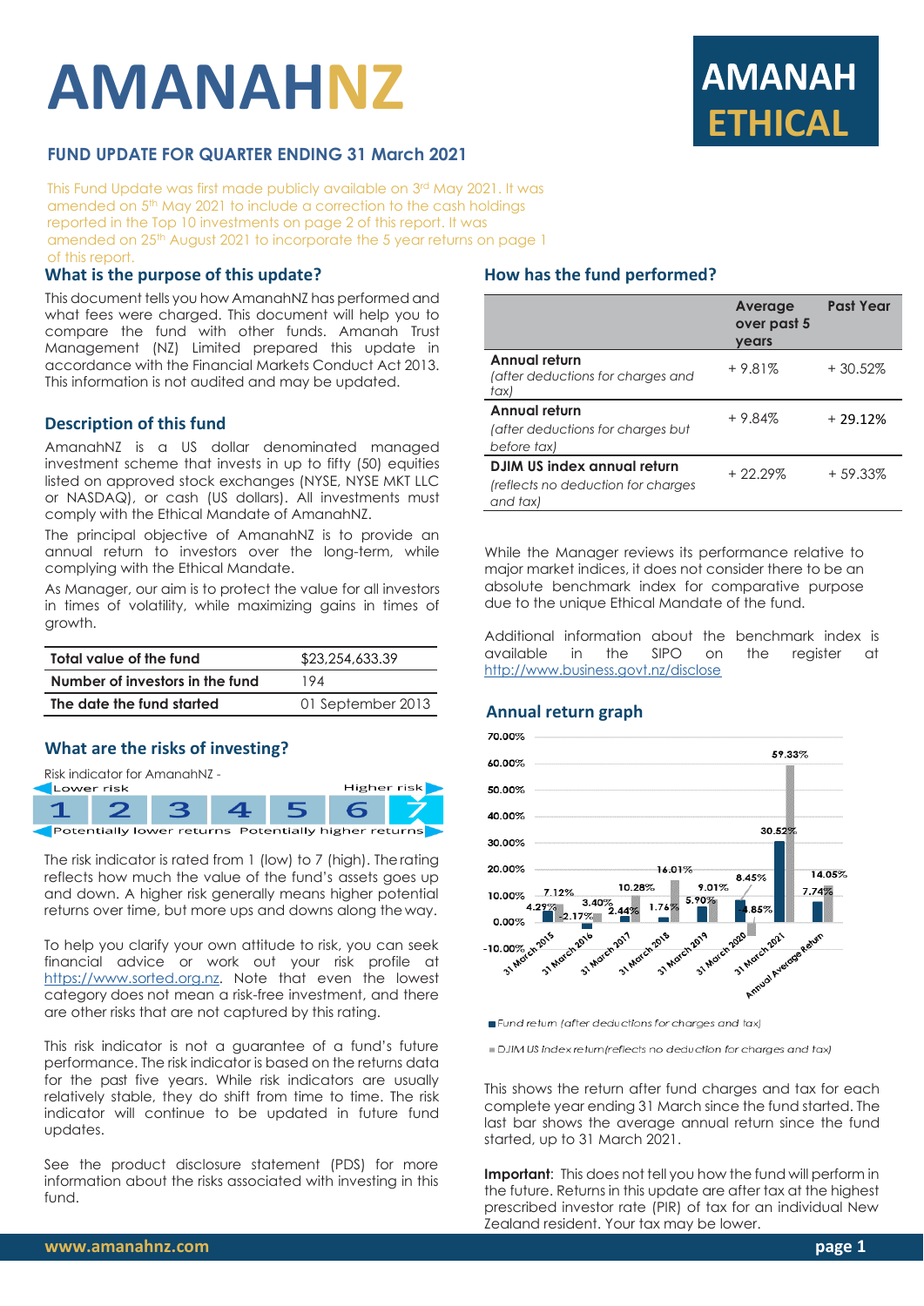# AMANAHNZ

**AMANAH ETHICAL**

## FUND UPDATE FOR QUARTER ENDING 31 March 2021

This Fund Update was first made publicly available on 3rd May 2021. It was amended on 5th May 2021 to include a correction to the cash holdings reported in the Top 10 investments on page 2 of this report. It was amended on 25th August 2021 to incorporate the 5 year returns on page 1 of this report.

## What is the purpose of this update?

This document tells you how AmanahNZ has performed and what fees were charged. This document will help you to compare the fund with other funds. Amanah Trust Management (NZ) Limited prepared this update in accordance with the Financial Markets Conduct Act 2013. This information is not audited and may be updated.

## Description of this fund

AmanahNZ is a US dollar denominated managed investment scheme that invests in up to fifty (50) equities listed on approved stock exchanges (NYSE, NYSE MKT LLC or NASDAQ), or cash (US dollars). All investments must comply with the Ethical Mandate of AmanahNZ.

The principal objective of AmanahNZ is to provide an annual return to investors over the long-term, while complying with the Ethical Mandate.

As Manager, our aim is to protect the value for all investors in times of volatility, while maximizing gains in times of growth.

| | |
|---|---|
| **Total value of the fund** | $23,254,633.39 |
| **Number of investors in the fund** | 194 |
| **The date the fund started** | 01 September 2013 |

## What are the risks of investing?

Risk indicator for AmanahNZ -

| Lower risk | | | | | | Higher risk |
|---|---|---|---|---|---|---|
| 1 | 2 | 3 | 4 | 5 | 6 | 7 |

Potentially lower returns — Potentially higher returns

The risk indicator is rated from 1 (low) to 7 (high). The rating reflects how much the value of the fund's assets goes up and down. A higher risk generally means higher potential returns over time, but more ups and downs along the way.

To help you clarify your own attitude to risk, you can seek financial advice or work out your risk profile at https://www.sorted.org.nz. Note that even the lowest category does not mean a risk-free investment, and there are other risks that are not captured by this rating.

This risk indicator is not a guarantee of a fund's future performance. The risk indicator is based on the returns data for the past five years. While risk indicators are usually relatively stable, they do shift from time to time. The risk indicator will continue to be updated in future fund updates.

See the product disclosure statement (PDS) for more information about the risks associated with investing in this fund.

## How has the fund performed?

| | Average over past 5 years | Past Year |
|---|---|---|
| **Annual return** *(after deductions for charges and tax)* | + 9.81% | + 30.52% |
| **Annual return** *(after deductions for charges but before tax)* | + 9.84% | + 29.12% |
| **DJIM US index annual return** *(reflects no deduction for charges and tax)* | + 22.29% | + 59.33% |

While the Manager reviews its performance relative to major market indices, it does not consider there to be an absolute benchmark index for comparative purpose due to the unique Ethical Mandate of the fund.

Additional information about the benchmark index is available in the SIPO on the register at http://www.business.govt.nz/disclose

## Annual return graph

| | Fund return (after deductions for charges and tax) | DJIM US Index return (reflects no deduction for charges and tax) |
|---|---|---|
| 31 March 2015 | 4.29% | 7.12% |
| 31 March 2016 | -2.17% | 3.40% |
| 31 March 2017 | 2.44% | 10.28% |
| 31 March 2018 | 1.76% | 16.01% |
| 31 March 2019 | 5.90% | 9.01% |
| 31 March 2020 | 8.45% | -4.85% |
| 31 March 2021 | 30.52% | 59.33% |
| Annual Average Return | 7.74% | 14.05% |

This shows the return after fund charges and tax for each complete year ending 31 March since the fund started. The last bar shows the average annual return since the fund started, up to 31 March 2021.

**Important**: This does not tell you how the fund will perform in the future. Returns in this update are after tax at the highest prescribed investor rate (PIR) of tax for an individual New Zealand resident. Your tax may be lower.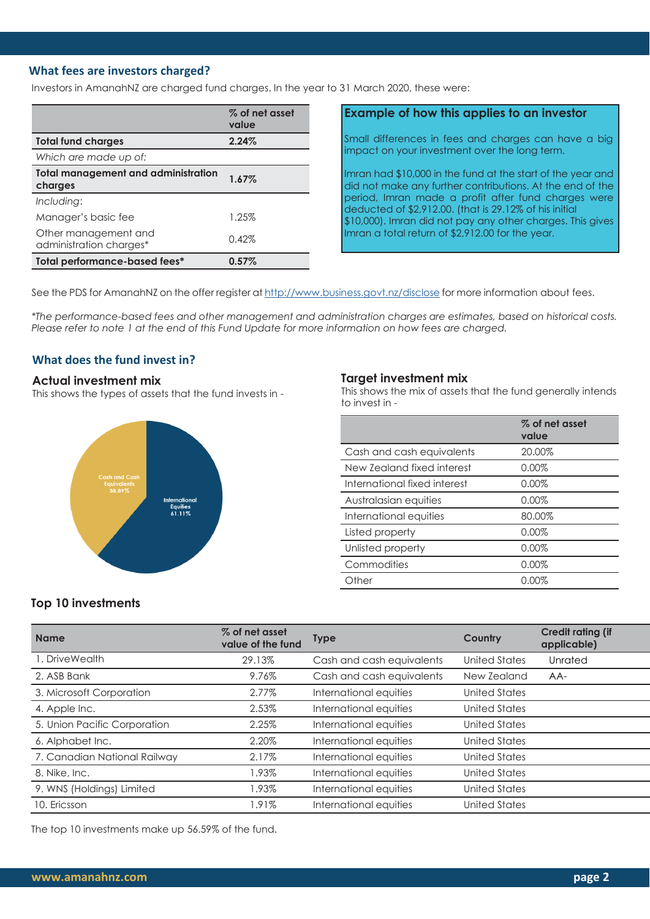## What fees are investors charged?

Investors in AmanahNZ are charged fund charges. In the year to 31 March 2020, these were:

| | % of net asset value |
|---|---|
| **Total fund charges** | **2.24%** |
| *Which are made up of:* | |
| **Total management and administration charges** | **1.67%** |
| *Including*: | |
| Manager's basic fee | 1.25% |
| Other management and administration charges* | 0.42% |
| **Total performance-based fees*** | **0.57%** |

### Example of how this applies to an investor

Small differences in fees and charges can have a big impact on your investment over the long term.

Imran had $10,000 in the fund at the start of the year and did not make any further contributions. At the end of the period, Imran made a profit after fund charges were deducted of $2,912.00. (that is 29.12% of his initial $10,000). Imran did not pay any other charges. This gives Imran a total return of $2,912.00 for the year.

See the PDS for AmanahNZ on the offer register at http://www.business.govt.nz/disclose for more information about fees.

*\*The performance-based fees and other management and administration charges are estimates, based on historical costs. Please refer to note 1 at the end of this Fund Update for more information on how fees are charged.*

## What does the fund invest in?

### Actual investment mix

This shows the types of assets that the fund invests in -

Cash and Cash Equivalents 38.89%

International Equities 61.11%

### Target investment mix

This shows the mix of assets that the fund generally intends to invest in -

| | % of net asset value |
|---|---|
| Cash and cash equivalents | 20.00% |
| New Zealand fixed interest | 0.00% |
| International fixed interest | 0.00% |
| Australasian equities | 0.00% |
| International equities | 80.00% |
| Listed property | 0.00% |
| Unlisted property | 0.00% |
| Commodities | 0.00% |
| Other | 0.00% |

### Top 10 investments

| Name | % of net asset value of the fund | Type | Country | Credit rating (if applicable) |
|---|---|---|---|---|
| 1. DriveWealth | 29.13% | Cash and cash equivalents | United States | Unrated |
| 2. ASB Bank | 9.76% | Cash and cash equivalents | New Zealand | AA- |
| 3. Microsoft Corporation | 2.77% | International equities | United States | |
| 4. Apple Inc. | 2.53% | International equities | United States | |
| 5. Union Pacific Corporation | 2.25% | International equities | United States | |
| 6. Alphabet Inc. | 2.20% | International equities | United States | |
| 7. Canadian National Railway | 2.17% | International equities | United States | |
| 8. Nike, Inc. | 1.93% | International equities | United States | |
| 9. WNS (Holdings) Limited | 1.93% | International equities | United States | |
| 10. Ericsson | 1.91% | International equities | United States | |

The top 10 investments make up 56.59% of the fund.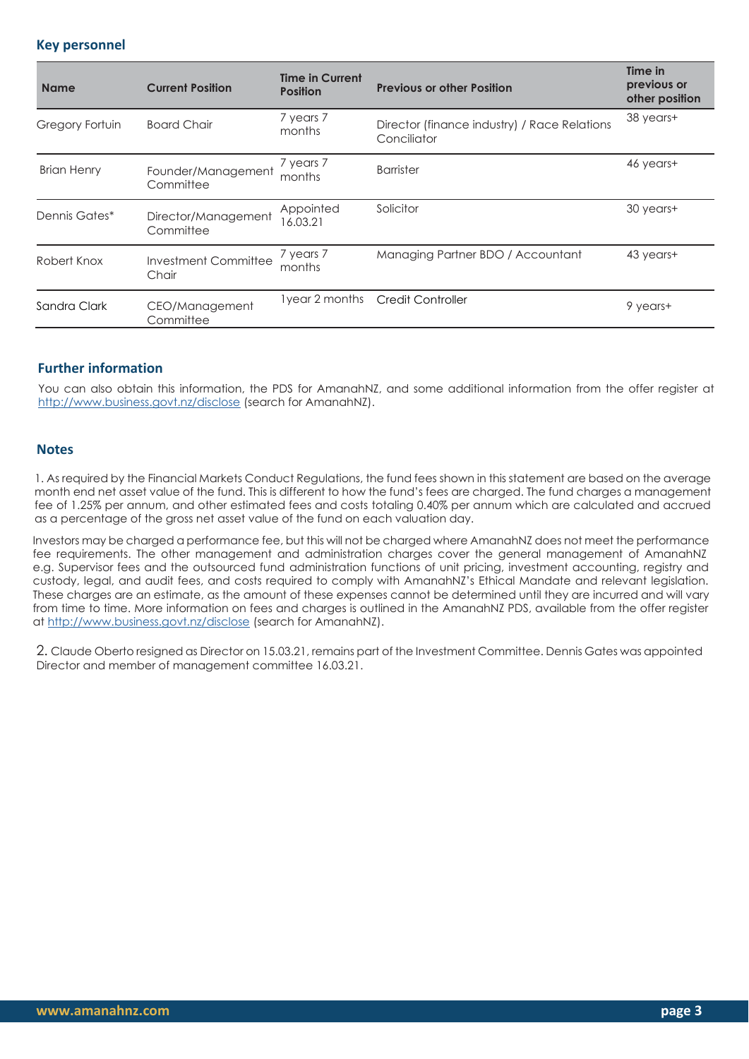## Key personnel

| Name | Current Position | Time in Current Position | Previous or other Position | Time in previous or other position |
| --- | --- | --- | --- | --- |
| Gregory Fortuin | Board Chair | 7 years 7 months | Director (finance industry) / Race Relations Conciliator | 38 years+ |
| Brian Henry | Founder/Management Committee | 7 years 7 months | Barrister | 46 years+ |
| Dennis Gates* | Director/Management Committee | Appointed 16.03.21 | Solicitor | 30 years+ |
| Robert Knox | Investment Committee Chair | 7 years 7 months | Managing Partner BDO / Accountant | 43 years+ |
| Sandra Clark | CEO/Management Committee | 1year 2 months | Credit Controller | 9 years+ |

## Further information

You can also obtain this information, the PDS for AmanahNZ, and some additional information from the offer register at http://www.business.govt.nz/disclose (search for AmanahNZ).

## Notes

1. As required by the Financial Markets Conduct Regulations, the fund fees shown in this statement are based on the average month end net asset value of the fund. This is different to how the fund's fees are charged. The fund charges a management fee of 1.25% per annum, and other estimated fees and costs totaling 0.40% per annum which are calculated and accrued as a percentage of the gross net asset value of the fund on each valuation day.

Investors may be charged a performance fee, but this will not be charged where AmanahNZ does not meet the performance fee requirements. The other management and administration charges cover the general management of AmanahNZ e.g. Supervisor fees and the outsourced fund administration functions of unit pricing, investment accounting, registry and custody, legal, and audit fees, and costs required to comply with AmanahNZ's Ethical Mandate and relevant legislation. These charges are an estimate, as the amount of these expenses cannot be determined until they are incurred and will vary from time to time. More information on fees and charges is outlined in the AmanahNZ PDS, available from the offer register at http://www.business.govt.nz/disclose (search for AmanahNZ).

2. Claude Oberto resigned as Director on 15.03.21, remains part of the Investment Committee. Dennis Gates was appointed Director and member of management committee 16.03.21.